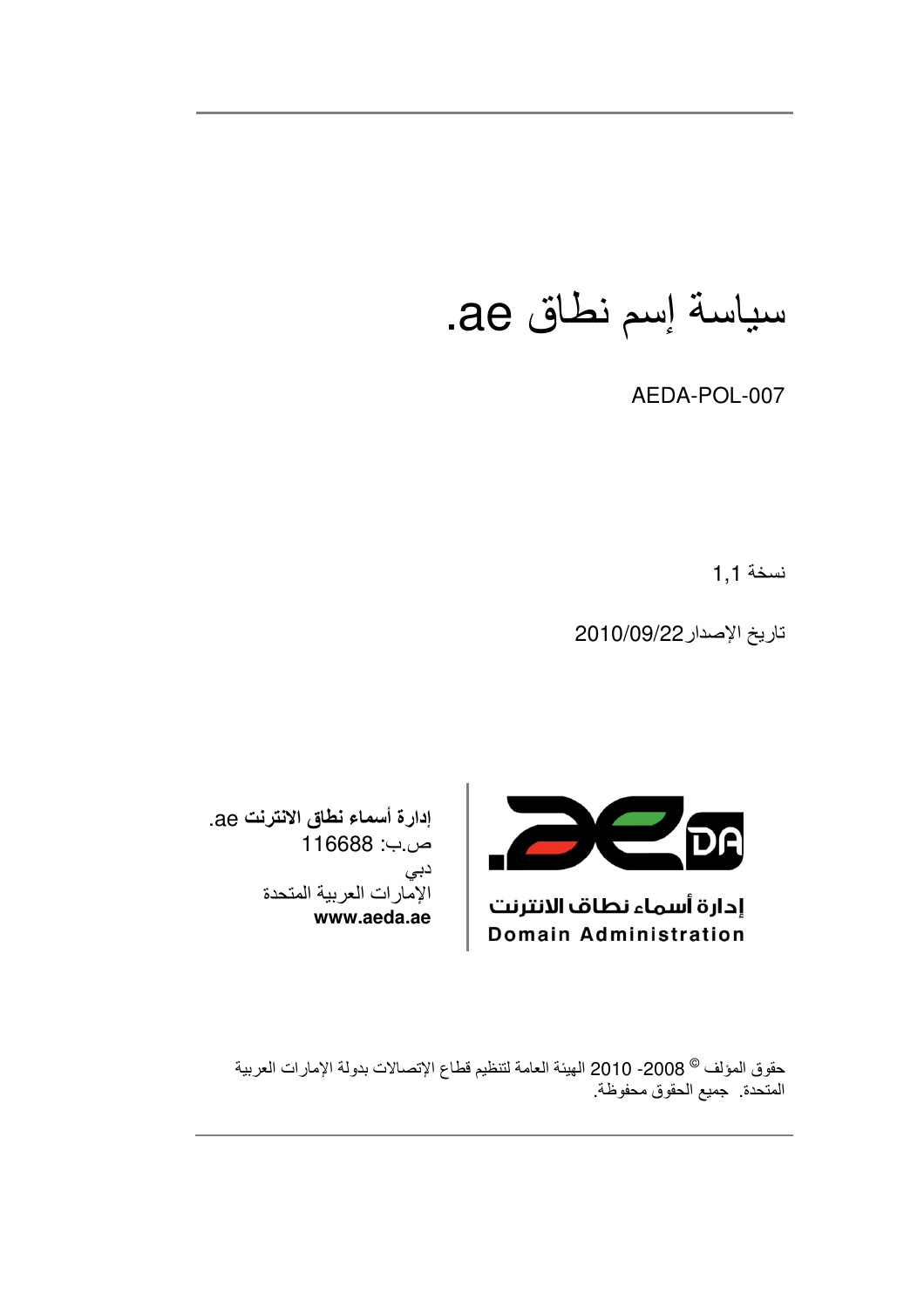# سياسة إسم نطاق ae.

AEDA-POL-007

نسخة 1,1

تاريخ الإصدار 2010/09/22

**إدارة أسماء نطاق الانترنت ae.**
ص.ب: 116688
دبي
الإمارات العربية المتحدة
**www.aeda.ae**

إدارة أسماء نطاق الانترنت
**Domain Administration**

حقوق المؤلف © 2008 -2010 الهيئة العامة لتنظيم قطاع الإتصالات بدولة الإمارات العربية المتحدة. جميع الحقوق محفوظة.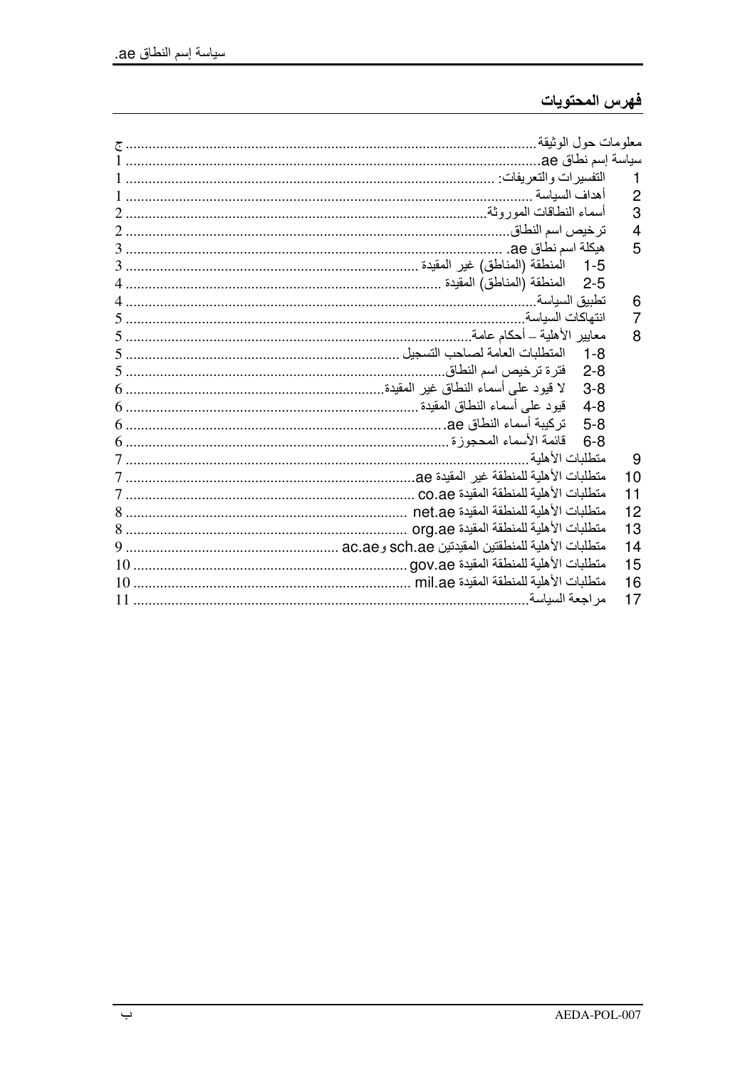# فهرس المحتويات

| | | |
|---|---|---|
| معلومات حول الوثيقة | | ج |
| سياسة إسم نطاق ae. | | 1 |
| 1 | التفسيرات والتعريفات: | 1 |
| 2 | أهداف السياسة | 1 |
| 3 | أسماء النطاقات الموروثة | 2 |
| 4 | ترخيص اسم النطاق | 2 |
| 5 | هيكلة اسم نطاق ae. | 3 |
| | 1-5 المنطقة (المناطق) غير المقيدة | 3 |
| | 2-5 المنطقة (المناطق) المقيدة | 4 |
| 6 | تطبيق السياسة | 4 |
| 7 | انتهاكات السياسة | 5 |
| 8 | معايير الأهلية – أحكام عامة | 5 |
| | 1-8 المتطلبات العامة لصاحب التسجيل | 5 |
| | 2-8 فترة ترخيص اسم النطاق | 5 |
| | 3-8 لا قيود على أسماء النطاق غير المقيدة | 6 |
| | 4-8 قيود على أسماء النطاق المقيدة | 6 |
| | 5-8 تركيبة أسماء النطاق ae | 6 |
| | 6-8 قائمة الأسماء المحجوزة | 6 |
| 9 | متطلبات الأهلية | 7 |
| 10 | متطلبات الأهلية للمنطقة غير المقيدة ae | 7 |
| 11 | متطلبات الأهلية للمنطقة المقيدة co.ae | 7 |
| 12 | متطلبات الأهلية للمنطقة المقيدة net.ae | 8 |
| 13 | متطلبات الأهلية للمنطقة المقيدة org.ae | 8 |
| 14 | متطلبات الأهلية للمنطقتين المقيدتين sch.ae وac.ae | 9 |
| 15 | متطلبات الأهلية للمنطقة المقيدة gov.ae | 10 |
| 16 | متطلبات الأهلية للمنطقة المقيدة mil.ae | 10 |
| 17 | مراجعة السياسة | 11 |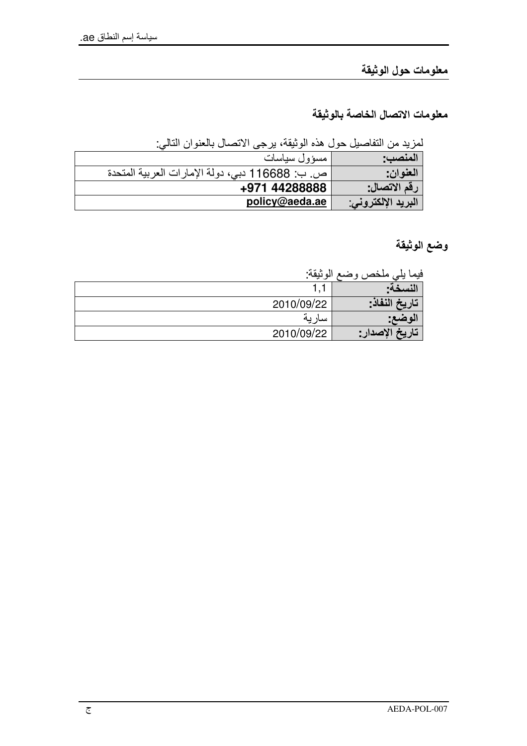## معلومات حول الوثيقة

### معلومات الاتصال الخاصة بالوثيقة

لمزيد من التفاصيل حول هذه الوثيقة، يرجى الاتصال بالعنوان التالي:

| | |
|---|---|
| **المنصب:** | مسؤول سياسات |
| **العنوان:** | ص. ب: 116688 دبي، دولة الإمارات العربية المتحدة |
| **رقم الاتصال:** | **+971 44288888** |
| **البريد الإلكتروني:** | **policy@aeda.ae** |

### وضع الوثيقة

فيما يلي ملخص وضع الوثيقة:

| | |
|---|---|
| **النسخة:** | 1,1 |
| **تاريخ النفاذ:** | 2010/09/22 |
| **الوضع:** | سارية |
| **تاريخ الإصدار:** | 2010/09/22 |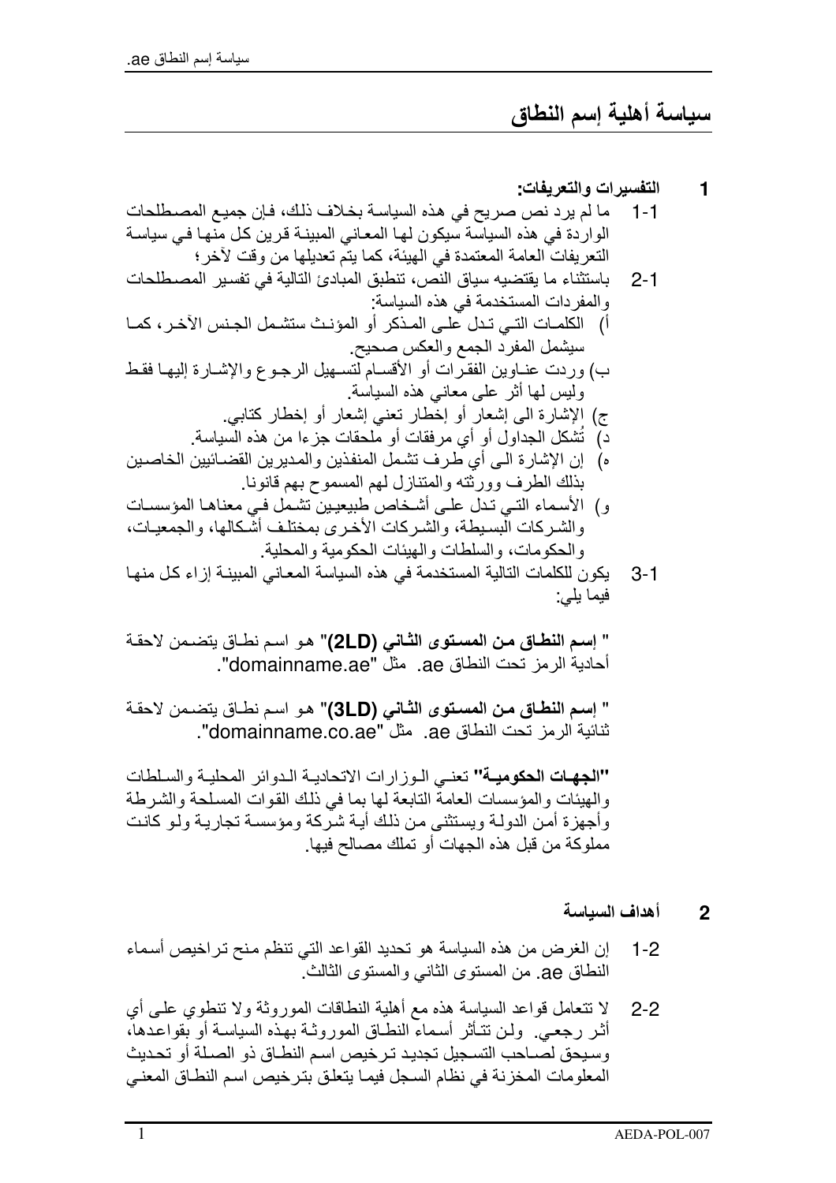# سياسة أهلية إسم النطاق

## 1 التفسيرات والتعريفات:

1-1 ما لم يرد نص صريح في هذه السياسة بخلاف ذلك، فإن جميع المصطلحات الواردة في هذه السياسة سيكون لها المعاني المبينة قرين كل منها في سياسة التعريفات العامة المعتمدة في الهيئة، كما يتم تعديلها من وقت لآخر؛

2-1 باستثناء ما يقتضيه سياق النص، تنطبق المبادئ التالية في تفسير المصطلحات والمفردات المستخدمة في هذه السياسة:

أ) الكلمات التي تدل على المذكر أو المؤنث ستشمل الجنس الآخر، كما سيشمل المفرد الجمع والعكس صحيح.

ب) وردت عناوين الفقرات أو الأقسام لتسهيل الرجوع والإشارة إليها فقط وليس لها أثر على معاني هذه السياسة.

ج) الإشارة الى إشعار أو إخطار تعني إشعار أو إخطار كتابي.

د) تُشكل الجداول أو أي مرفقات أو ملحقات جزءا من هذه السياسة.

ه) إن الإشارة الى أي طرف تشمل المنفذين والمديرين القضائيين الخاصين بذلك الطرف وورثته والمتنازل لهم المسموح بهم قانونا.

و) الأسماء التي تدل على أشخاص طبيعيين تشمل في معناها المؤسسات والشركات البسيطة، والشركات الأخرى بمختلف أشكالها، والجمعيات، والحكومات، والسلطات والهيئات الحكومية والمحلية.

3-1 يكون للكلمات التالية المستخدمة في هذه السياسة المعاني المبينة إزاء كل منها فيما يلي:

" **إسم النطاق من المستوى الثاني (2LD)**" هو اسم نطاق يتضمن لاحقة أحادية الرمز تحت النطاق ae. مثل "domainname.ae".

" **إسم النطاق من المستوى الثاني (3LD)**" هو اسم نطاق يتضمن لاحقة ثنائية الرمز تحت النطاق ae. مثل "domainname.co.ae".

"**الجهات الحكومية**" تعني الوزارات الاتحادية الدوائر المحلية والسلطات والهيئات والمؤسسات العامة التابعة لها بما في ذلك القوات المسلحة والشرطة وأجهزة أمن الدولة ويستثنى من ذلك أية شركة ومؤسسة تجارية ولو كانت مملوكة من قبل هذه الجهات أو تملك مصالح فيها.

## 2 أهداف السياسة

1-2 إن الغرض من هذه السياسة هو تحديد القواعد التي تنظم منح تراخيص أسماء النطاق ae. من المستوى الثاني والمستوى الثالث.

2-2 لا تتعامل قواعد السياسة هذه مع أهلية النطاقات الموروثة ولا تنطوي على أي أثر رجعي. ولن تتأثر أسماء النطاق الموروثة بهذه السياسة أو بقواعدها، وسيحق لصاحب التسجيل تجديد ترخيص اسم النطاق ذو الصلة أو تحديث المعلومات المخزنة في نظام السجل فيما يتعلق بترخيص اسم النطاق المعني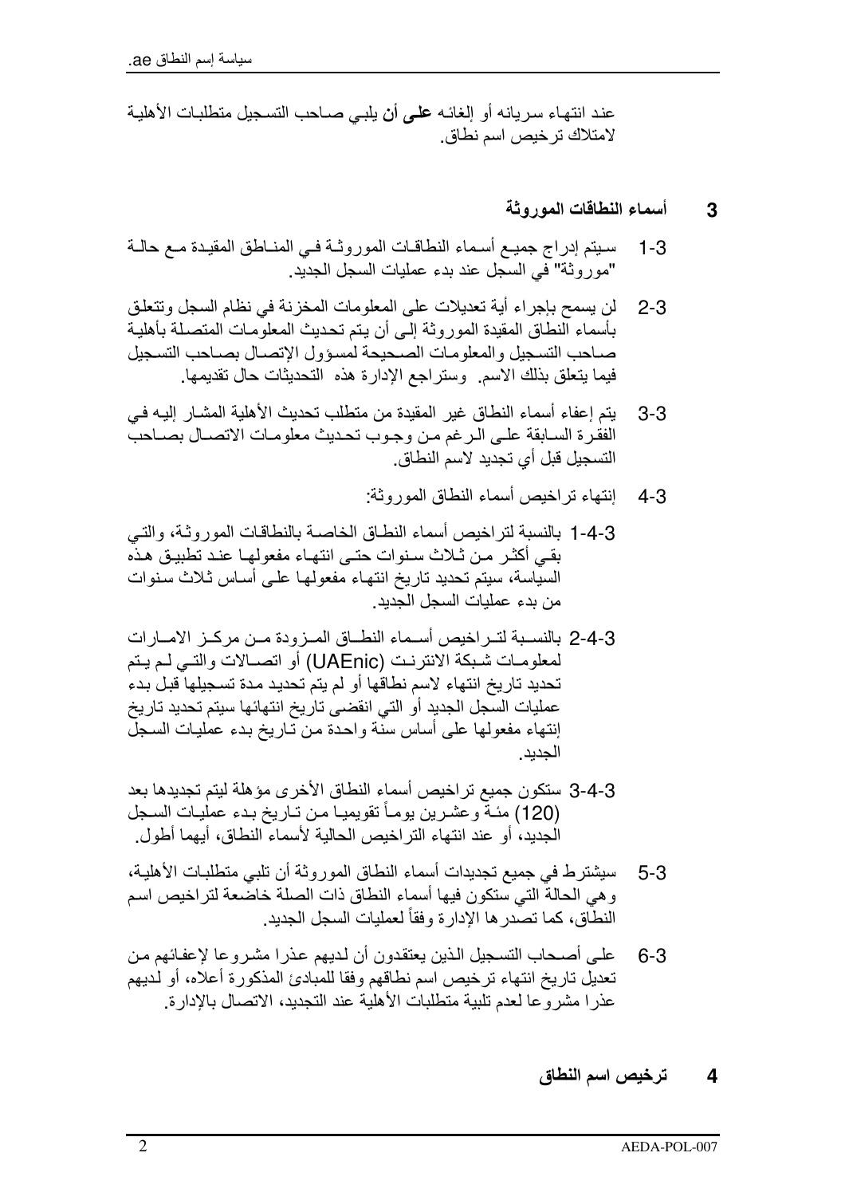عند انتهاء سريانه أو إلغائه **على أن** يلبي صاحب التسجيل متطلبات الأهلية لامتلاك ترخيص اسم نطاق.

## 3 أسماء النطاقات الموروثة

3-1 سيتم إدراج جميع أسماء النطاقات الموروثة في المناطق المقيدة مع حالة "موروثة" في السجل عند بدء عمليات السجل الجديد.

3-2 لن يسمح بإجراء أية تعديلات على المعلومات المخزنة في نظام السجل وتتعلق بأسماء النطاق المقيدة الموروثة إلى أن يتم تحديث المعلومات المتصلة بأهلية صاحب التسجيل والمعلومات الصحيحة لمسؤول الإتصال بصاحب التسجيل فيما يتعلق بذلك الاسم. وستراجع الإدارة هذه التحديثات حال تقديمها.

3-3 يتم إعفاء أسماء النطاق غير المقيدة من متطلب تحديث الأهلية المشار إليه في الفقرة السابقة على الرغم من وجوب تحديث معلومات الاتصال بصاحب التسجيل قبل أي تجديد لاسم النطاق.

3-4 إنتهاء تراخيص أسماء النطاق الموروثة:

3-4-1 بالنسبة لتراخيص أسماء النطاق الخاصة بالنطاقات الموروثة، والتي بقي أكثر من ثلاث سنوات حتى انتهاء مفعولها عند تطبيق هذه السياسة، سيتم تحديد تاريخ انتهاء مفعولها على أساس ثلاث سنوات من بدء عمليات السجل الجديد.

3-4-2 بالنسبة لتراخيص أسماء النطاق المزودة من مركز الامارات لمعلومات شبكة الانترنت (UAEnic) أو اتصالات والتي لم يتم تحديد تاريخ انتهاء لاسم نطاقها أو لم يتم تحديد مدة تسجيلها قبل بدء عمليات السجل الجديد أو التي انقضى تاريخ انتهائها سيتم تحديد تاريخ إنتهاء مفعولها على أساس سنة واحدة من تاريخ بدء عمليات السجل الجديد.

3-4-3 ستكون جميع تراخيص أسماء النطاق الأخرى مؤهلة ليتم تجديدها بعد (120) مئة وعشرين يوماً تقويمياً من تاريخ بدء عمليات السجل الجديد، أو عند انتهاء التراخيص الحالية لأسماء النطاق، أيهما أطول.

3-5 سيشترط في جميع تجديدات أسماء النطاق الموروثة أن تلبي متطلبات الأهلية، وهي الحالة التي ستكون فيها أسماء النطاق ذات الصلة خاضعة لتراخيص اسم النطاق، كما تصدرها الإدارة وفقاً لعمليات السجل الجديد.

3-6 على أصحاب التسجيل الذين يعتقدون أن لديهم عذرا مشروعا لإعفائهم من تعديل تاريخ انتهاء ترخيص اسم نطاقهم وفقا للمبادئ المذكورة أعلاه، أو لديهم عذرا مشروعا لعدم تلبية متطلبات الأهلية عند التجديد، الاتصال بالإدارة.

## 4 ترخيص اسم النطاق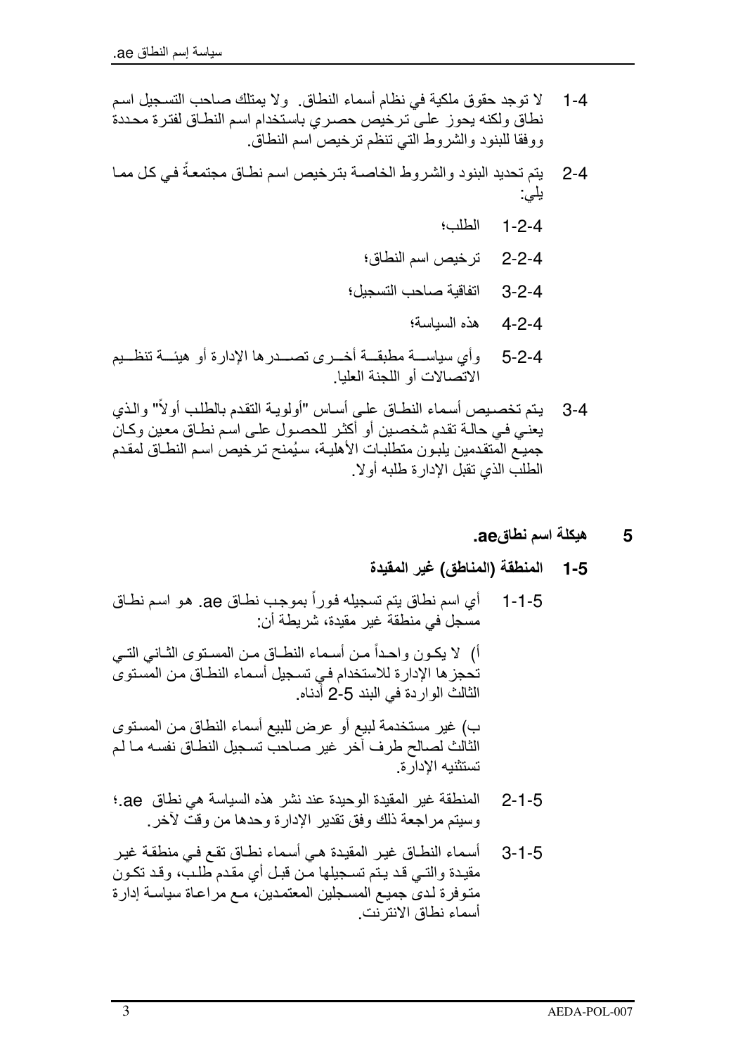4-1 لا توجد حقوق ملكية في نظام أسماء النطاق. ولا يمتلك صاحب التسجيل اسم نطاق ولكنه يحوز على ترخيص حصري باستخدام اسم النطاق لفترة محددة ووفقا للبنود والشروط التي تنظم ترخيص اسم النطاق.

4-2 يتم تحديد البنود والشروط الخاصة بترخيص اسم نطاق مجتمعةً في كل مما يلي:

4-2-1 الطلب؛

4-2-2 ترخيص اسم النطاق؛

4-2-3 اتفاقية صاحب التسجيل؛

4-2-4 هذه السياسة؛

4-2-5 وأي سياسة مطبقة أخرى تصدرها الإدارة أو هيئة تنظيم الاتصالات أو اللجنة العليا.

4-3 يتم تخصيص أسماء النطاق على أساس "أولوية التقدم بالطلب أولاً" والذي يعني في حالة تقدم شخصين أو أكثر للحصول على اسم نطاق معين وكان جميع المتقدمين يلبون متطلبات الأهلية، سيُمنح ترخيص اسم النطاق لمقدم الطلب الذي تقبل الإدارة طلبه أولا.

## 5 هيكلة اسم نطاقae.

### 5-1 المنطقة (المناطق) غير المقيدة

5-1-1 أي اسم نطاق يتم تسجيله فوراً بموجب نطاق ae. هو اسم نطاق مسجل في منطقة غير مقيدة، شريطة أن:

أ) لا يكون واحداً من أسماء النطاق من المستوى الثاني التي تحجزها الإدارة للاستخدام في تسجيل أسماء النطاق من المستوى الثالث الواردة في البند 5-2 أدناه.

ب) غير مستخدمة لبيع أو عرض للبيع أسماء النطاق من المستوى الثالث لصالح طرف آخر غير صاحب تسجيل النطاق نفسه ما لم تستثنيه الإدارة.

5-1-2 المنطقة غير المقيدة الوحيدة عند نشر هذه السياسة هي نطاق ae.؛ وسيتم مراجعة ذلك وفق تقدير الإدارة وحدها من وقت لآخر.

5-1-3 أسماء النطاق غير المقيدة هي أسماء نطاق تقع في منطقة غير مقيدة والتي قد يتم تسجيلها من قبل أي مقدم طلب، وقد تكون متوفرة لدى جميع المسجلين المعتمدين، مع مراعاة سياسة إدارة أسماء نطاق الانترنت.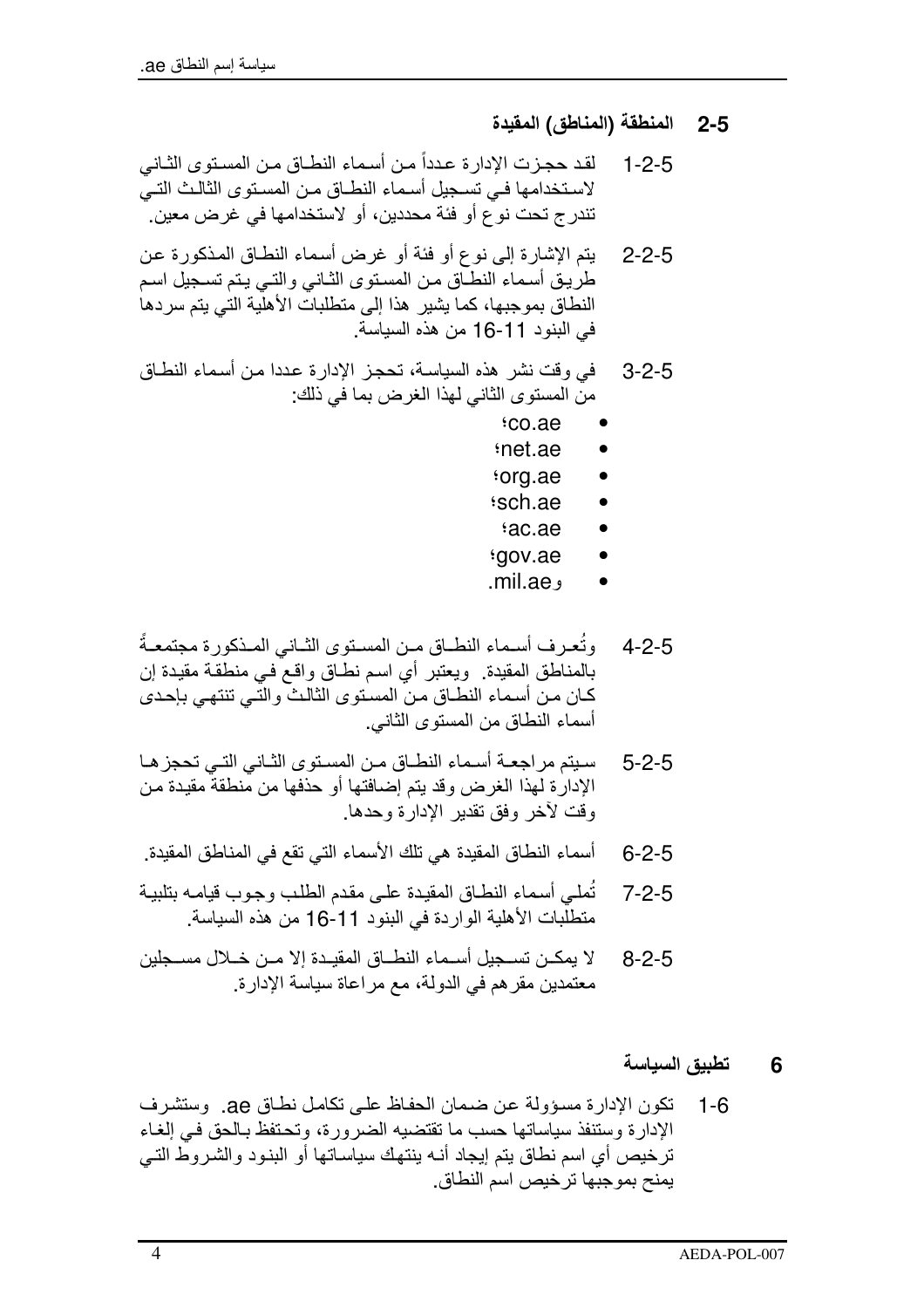## 5-2 المنطقة (المناطق) المقيدة

5-2-1 لقد حجزت الإدارة عدداً من أسماء النطاق من المستوى الثاني لاستخدامها في تسجيل أسماء النطاق من المستوى الثالث التي تندرج تحت نوع أو فئة محددين، أو لاستخدامها في غرض معين.

5-2-2 يتم الإشارة إلى نوع أو فئة أو غرض أسماء النطاق المذكورة عن طريق أسماء النطاق من المستوى الثاني والتي يتم تسجيل اسم النطاق بموجبها، كما يشير هذا إلى متطلبات الأهلية التي يتم سردها في البنود 11-16 من هذه السياسة.

5-2-3 في وقت نشر هذه السياسة، تحجز الإدارة عددا من أسماء النطاق من المستوى الثاني لهذا الغرض بما في ذلك:

- co.ae؛
- net.ae؛
- org.ae؛
- sch.ae؛
- ac.ae؛
- gov.ae؛
- وmil.ae.

5-2-4 وتُعرف أسماء النطاق من المستوى الثاني المذكورة مجتمعةً بالمناطق المقيدة. ويعتبر أي اسم نطاق واقع في منطقة مقيدة إن كان من أسماء النطاق من المستوى الثالث والتي تنتهي بإحدى أسماء النطاق من المستوى الثاني.

5-2-5 سيتم مراجعة أسماء النطاق من المستوى الثاني التي تحجزها الإدارة لهذا الغرض وقد يتم إضافتها أو حذفها من منطقة مقيدة من وقت لآخر وفق تقدير الإدارة وحدها.

5-2-6 أسماء النطاق المقيدة هي تلك الأسماء التي تقع في المناطق المقيدة.

5-2-7 تُملي أسماء النطاق المقيدة على مقدم الطلب وجوب قيامه بتلبية متطلبات الأهلية الواردة في البنود 11-16 من هذه السياسة.

5-2-8 لا يمكن تسجيل أسماء النطاق المقيدة إلا من خلال مسجلين معتمدين مقرهم في الدولة، مع مراعاة سياسة الإدارة.

## 6 تطبيق السياسة

6-1 تكون الإدارة مسؤولة عن ضمان الحفاظ على تكامل نطاق ae. وستشرف الإدارة وستنفذ سياساتها حسب ما تقتضيه الضرورة، وتحتفظ بالحق في إلغاء ترخيص أي اسم نطاق يتم إيجاد أنه ينتهك سياساتها أو البنود والشروط التي يمنح بموجبها ترخيص اسم النطاق.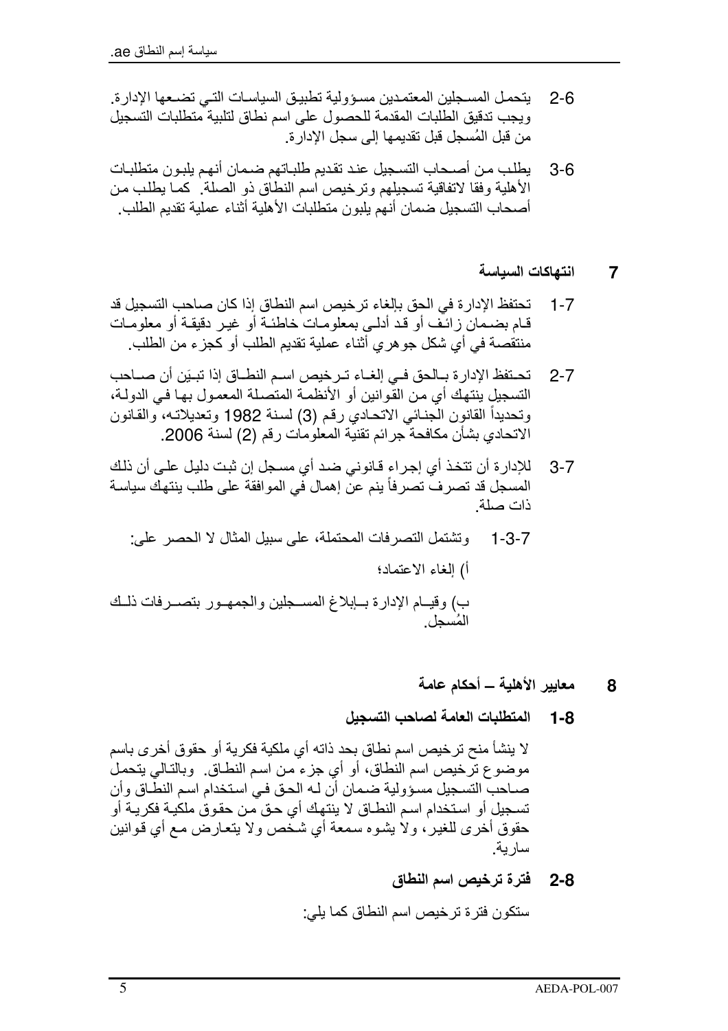6-2 يتحمل المسجلين المعتمدين مسؤولية تطبيق السياسات التي تضعها الإدارة. ويجب تدقيق الطلبات المقدمة للحصول على اسم نطاق لتلبية متطلبات التسجيل من قبل المُسجل قبل تقديمها إلى سجل الإدارة.

6-3 يطلب من أصحاب التسجيل عند تقديم طلباتهم ضمان أنهم يلبون متطلبات الأهلية وفقا لاتفاقية تسجيلهم وترخيص اسم النطاق ذو الصلة. كما يطلب من أصحاب التسجيل ضمان أنهم يلبون متطلبات الأهلية أثناء عملية تقديم الطلب.

## 7 انتهاكات السياسة

7-1 تحتفظ الإدارة في الحق بإلغاء ترخيص اسم النطاق إذا كان صاحب التسجيل قد قام بضمان زائف أو قد أدلى بمعلومات خاطئة أو غير دقيقة أو معلومات منتقصة في أي شكل جوهري أثناء عملية تقديم الطلب أو كجزء من الطلب.

7-2 تحتفظ الإدارة بالحق في إلغاء ترخيص اسم النطاق إذا تبيَن أن صاحب التسجيل ينتهك أي من القوانين أو الأنظمة المتصلة المعمول بها في الدولة، وتحديداً القانون الجنائي الاتحادي رقم (3) لسنة 1982 وتعديلاته، والقانون الاتحادي بشأن مكافحة جرائم تقنية المعلومات رقم (2) لسنة 2006.

7-3 للإدارة أن تتخذ أي إجراء قانوني ضد أي مسجل إن ثبت دليل على أن ذلك المسجل قد تصرف تصرفاً ينم عن إهمال في الموافقة على طلب ينتهك سياسة ذات صلة.

7-3-1 وتشتمل التصرفات المحتملة، على سبيل المثال لا الحصر على:

أ) إلغاء الاعتماد؛

ب) وقيام الإدارة بإبلاغ المسجلين والجمهور بتصرفات ذلك المُسجل.

## 8 معايير الأهلية – أحكام عامة

### 8-1 المتطلبات العامة لصاحب التسجيل

لا ينشأ منح ترخيص اسم نطاق بحد ذاته أي ملكية فكرية أو حقوق أخرى باسم موضوع ترخيص اسم النطاق، أو أي جزء من اسم النطاق. وبالتالي يتحمل صاحب التسجيل مسؤولية ضمان أن له الحق في استخدام اسم النطاق وأن تسجيل أو استخدام اسم النطاق لا ينتهك أي حق من حقوق ملكية فكرية أو حقوق أخرى للغير، ولا يشوه سمعة أي شخص ولا يتعارض مع أي قوانين سارية.

### 8-2 فترة ترخيص اسم النطاق

ستكون فترة ترخيص اسم النطاق كما يلي: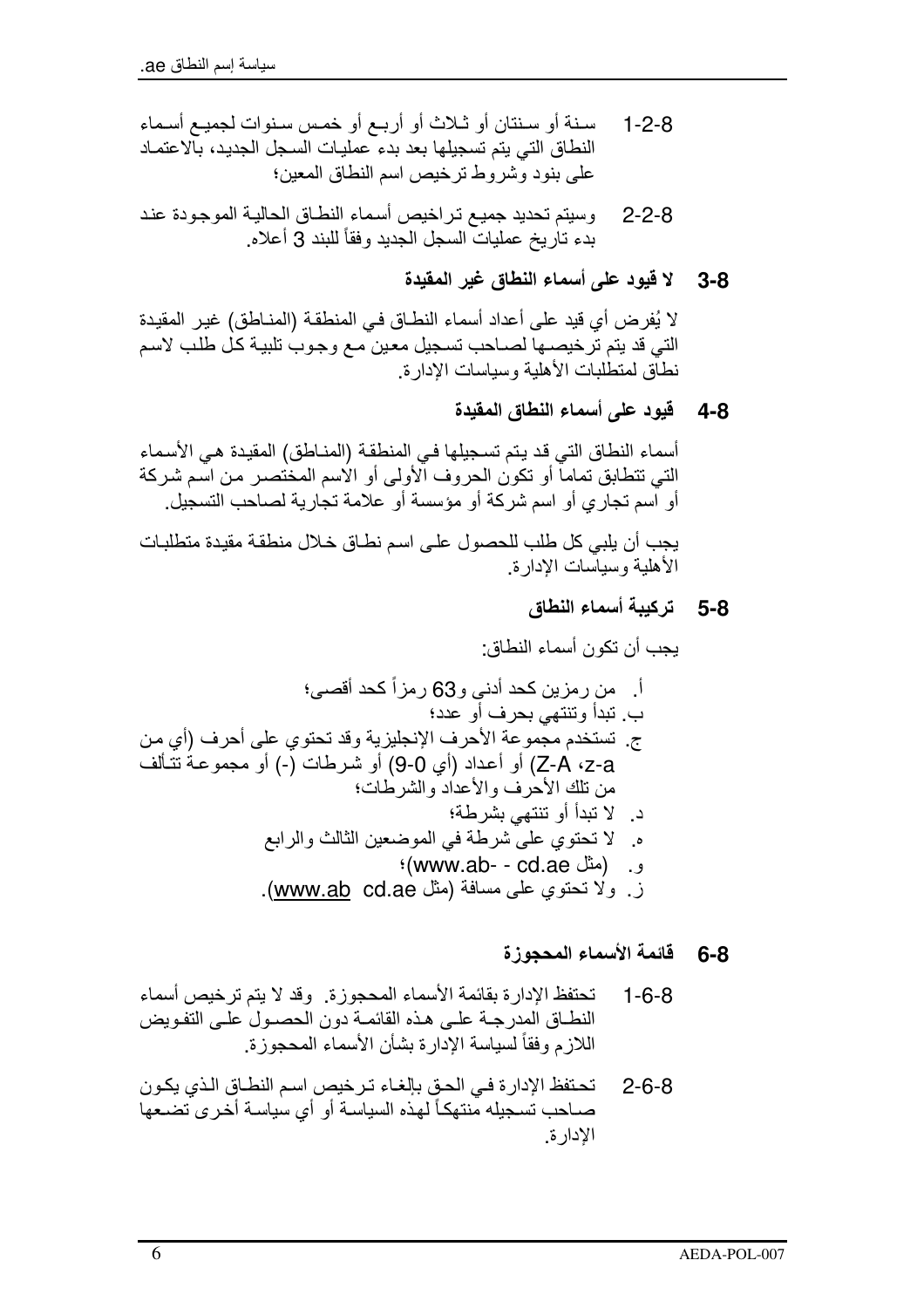8-2-1 سنة أو سنتان أو ثلاث أو أربع أو خمس سنوات لجميع أسماء النطاق التي يتم تسجيلها بعد بدء عمليات السجل الجديد، بالاعتماد على بنود وشروط ترخيص اسم النطاق المعين؛

8-2-2 وسيتم تحديد جميع تراخيص أسماء النطاق الحالية الموجودة عند بدء تاريخ عمليات السجل الجديد وفقاً للبند 3 أعلاه.

### 8-3 لا قيود على أسماء النطاق غير المقيدة

لا يُفرض أي قيد على أعداد أسماء النطاق في المنطقة (المناطق) غير المقيدة التي قد يتم ترخيصها لصاحب تسجيل معين مع وجوب تلبية كل طلب لاسم نطاق لمتطلبات الأهلية وسياسات الإدارة.

### 8-4 قيود على أسماء النطاق المقيدة

أسماء النطاق التي قد يتم تسجيلها في المنطقة (المناطق) المقيدة هي الأسماء التي تتطابق تماماً أو تكون الحروف الأولى أو الاسم المختصر من اسم شركة أو اسم تجاري أو اسم شركة أو مؤسسة أو علامة تجارية لصاحب التسجيل.

يجب أن يلبي كل طلب للحصول على اسم نطاق خلال منطقة مقيدة متطلبات الأهلية وسياسات الإدارة.

### 8-5 تركيبة أسماء النطاق

يجب أن تكون أسماء النطاق:

أ. من رمزين كحد أدنى و63 رمزاً كحد أقصى؛
ب. تبدأ وتنتهي بحرف أو عدد؛
ج. تستخدم مجموعة الأحرف الإنجليزية وقد تحتوي على أحرف (أي من a-z، A-Z) أو أعداد (أي 0-9) أو شرطات (-) أو مجموعة تتألف من تلك الأحرف والأعداد والشرطات؛
د. لا تبدأ أو تنتهي بشرطة؛
ه. لا تحتوي على شرطة في الموضعين الثالث والرابع
و. (مثل www.ab- - cd.ae)؛
ز. ولا تحتوي على مسافة (مثل www.ab cd.ae).

### 8-6 قائمة الأسماء المحجوزة

8-6-1 تحتفظ الإدارة بقائمة الأسماء المحجوزة. وقد لا يتم ترخيص أسماء النطاق المدرجة على هذه القائمة دون الحصول على التفويض اللازم وفقاً لسياسة الإدارة بشأن الأسماء المحجوزة.

8-6-2 تحتفظ الإدارة في الحق بإلغاء ترخيص اسم النطاق الذي يكون صاحب تسجيله منتهكاً لهذه السياسة أو أي سياسة أخرى تضعها الإدارة.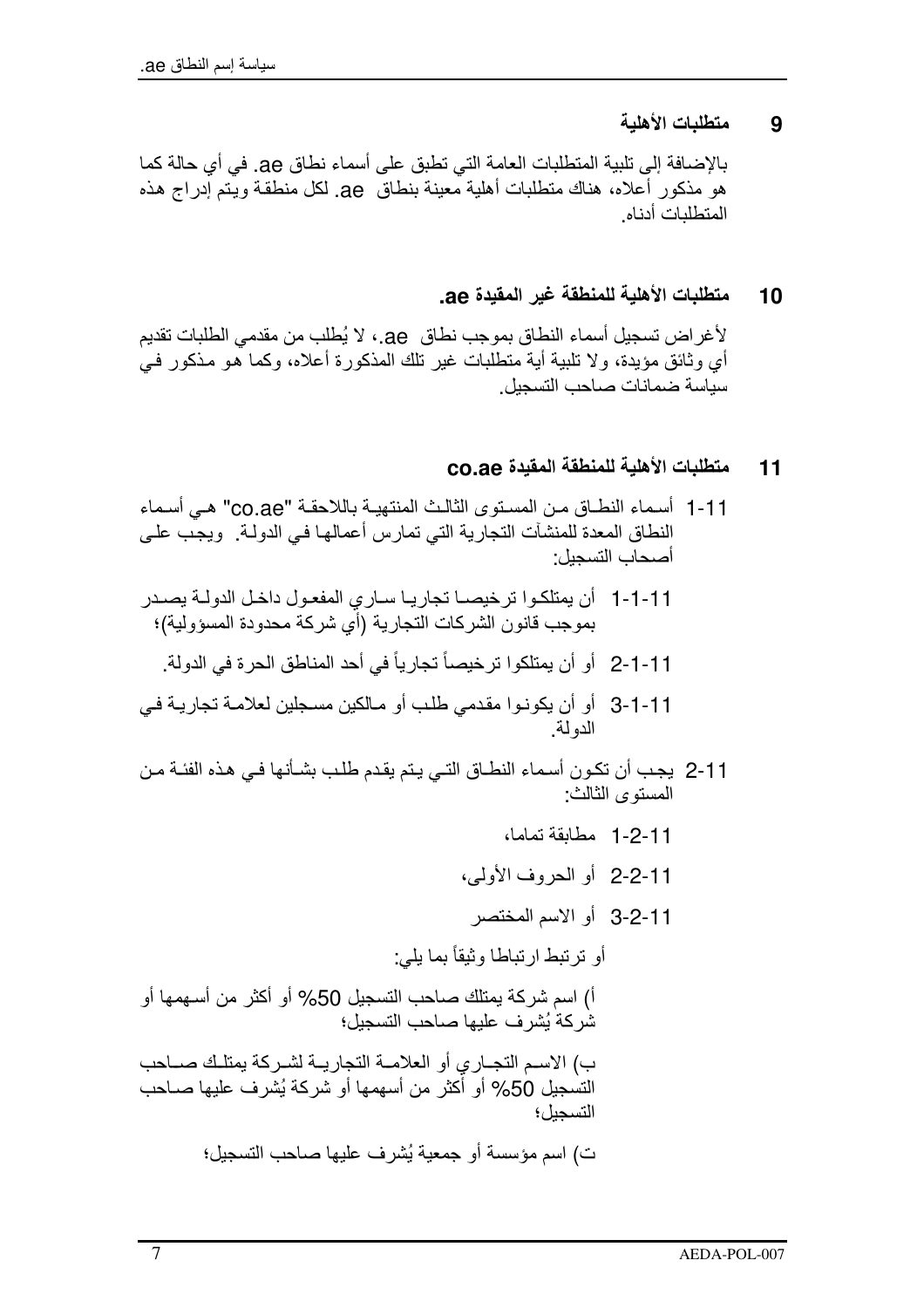## 9 متطلبات الأهلية

بالإضافة إلى تلبية المتطلبات العامة التي تطبق على أسماء نطاق ae. في أي حالة كما هو مذكور أعلاه، هناك متطلبات أهلية معينة بنطاق ae. لكل منطقة ويتم إدراج هذه المتطلبات أدناه.

## 10 متطلبات الأهلية للمنطقة غير المقيدة ae.

لأغراض تسجيل أسماء النطاق بموجب نطاق ae.، لا يُطلب من مقدمي الطلبات تقديم أي وثائق مؤيدة، ولا تلبية أية متطلبات غير تلك المذكورة أعلاه، وكما هو مذكور في سياسة ضمانات صاحب التسجيل.

## 11 متطلبات الأهلية للمنطقة المقيدة co.ae

11-1 أسماء النطاق من المستوى الثالث المنتهية باللاحقة "co.ae" هي أسماء النطاق المعدة للمنشآت التجارية التي تمارس أعمالها في الدولة. ويجب على أصحاب التسجيل:

11-1-1 أن يمتلكوا ترخيصا تجاريا ساري المفعول داخل الدولة يصدر بموجب قانون الشركات التجارية (أي شركة محدودة المسؤولية)؛

11-1-2 أو أن يمتلكوا ترخيصاً تجارياً في أحد المناطق الحرة في الدولة.

11-1-3 أو أن يكونوا مقدمي طلب أو مالكين مسجلين لعلامة تجارية في الدولة.

11-2 يجب أن تكون أسماء النطاق التي يتم يقدم طلب بشأنها في هذه الفئة من المستوى الثالث:

11-2-1 مطابقة تماما،

11-2-2 أو الحروف الأولى،

11-2-3 أو الاسم المختصر

أو ترتبط ارتباطا وثيقاً بما يلي:

أ) اسم شركة يمتلك صاحب التسجيل 50% أو أكثر من أسهمها أو شركة يُشرف عليها صاحب التسجيل؛

ب) الاسم التجاري أو العلامة التجارية لشركة يمتلك صاحب التسجيل 50% أو أكثر من أسهمها أو شركة يُشرف عليها صاحب التسجيل؛

ت) اسم مؤسسة أو جمعية يُشرف عليها صاحب التسجيل؛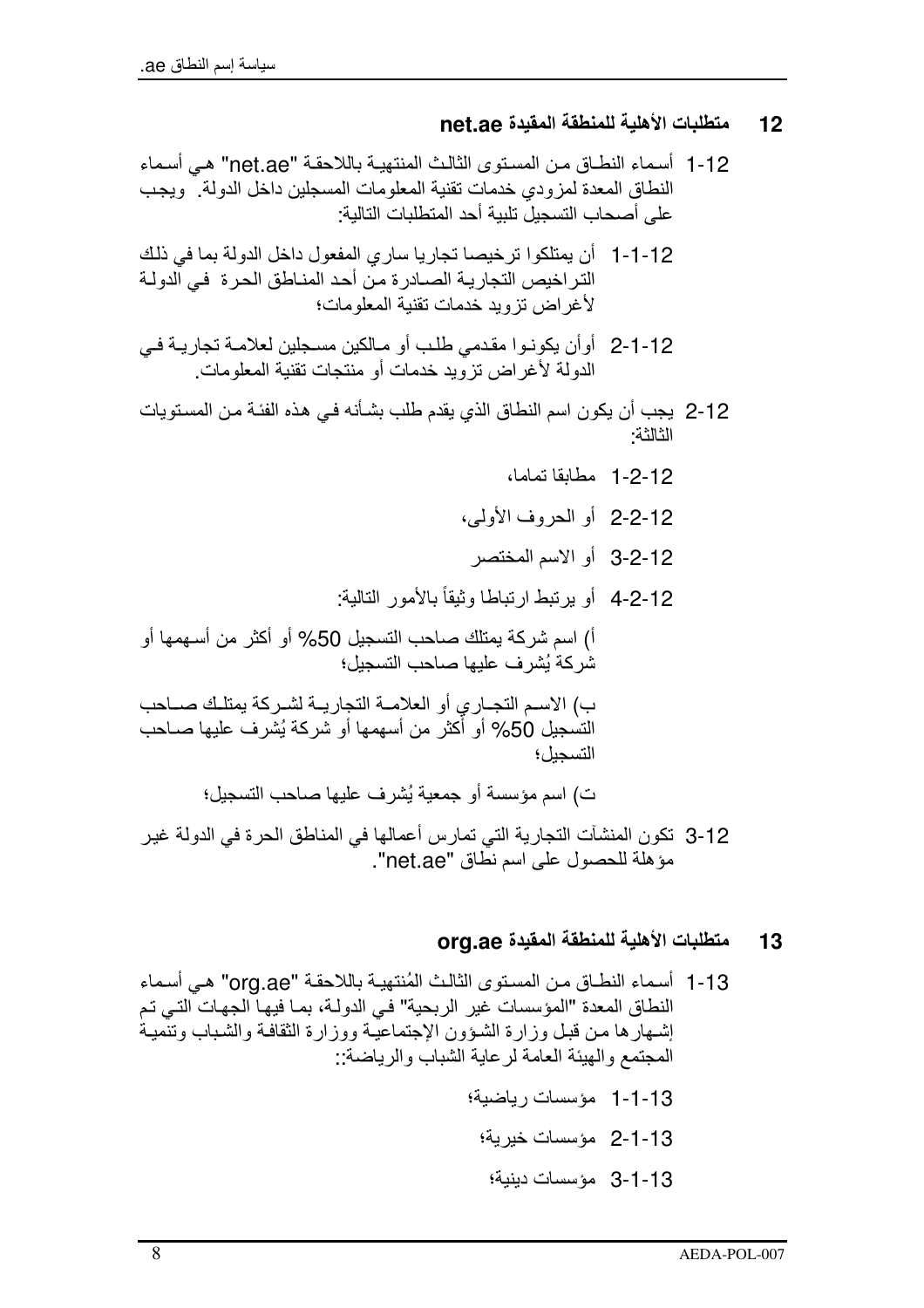## 12 متطلبات الأهلية للمنطقة المقيدة net.ae

1-12 أسماء النطاق من المستوى الثالث المنتهية باللاحقة "net.ae" هي أسماء النطاق المعدة لمزودي خدمات تقنية المعلومات المسجلين داخل الدولة. ويجب على أصحاب التسجيل تلبية أحد المتطلبات التالية:

1-1-12 أن يمتلكوا ترخيصا تجاريا ساري المفعول داخل الدولة بما في ذلك التراخيص التجارية الصادرة من أحد المناطق الحرة في الدولة لأغراض تزويد خدمات تقنية المعلومات؛

2-1-12 أوأن يكونوا مقدمي طلب أو مالكين مسجلين لعلامة تجارية في الدولة لأغراض تزويد خدمات أو منتجات تقنية المعلومات.

2-12 يجب أن يكون اسم النطاق الذي يقدم طلب بشأنه في هذه الفئة من المستويات الثالثة:

1-2-12 مطابقا تماما،

2-2-12 أو الحروف الأولى،

3-2-12 أو الاسم المختصر

4-2-12 أو يرتبط ارتباطا وثيقاً بالأمور التالية:

أ) اسم شركة يمتلك صاحب التسجيل 50% أو أكثر من أسهمها أو شركة يُشرف عليها صاحب التسجيل؛

ب) الاسم التجاري أو العلامة التجارية لشركة يمتلك صاحب التسجيل 50% أو أكثر من أسهمها أو شركة يُشرف عليها صاحب التسجيل؛

ت) اسم مؤسسة أو جمعية يُشرف عليها صاحب التسجيل؛

3-12 تكون المنشآت التجارية التي تمارس أعمالها في المناطق الحرة في الدولة غير مؤهلة للحصول على اسم نطاق "net.ae".

## 13 متطلبات الأهلية للمنطقة المقيدة org.ae

1-13 أسماء النطاق من المستوى الثالث المُنتهية باللاحقة "org.ae" هي أسماء النطاق المعدة "المؤسسات غير الربحية" في الدولة، بما فيها الجهات التي تم إشهارها من قبل وزارة الشؤون الإجتماعية ووزارة الثقافة والشباب وتنمية المجتمع والهيئة العامة لرعاية الشباب والرياضة::

1-1-13 مؤسسات رياضية؛

2-1-13 مؤسسات خيرية؛

3-1-13 مؤسسات دينية؛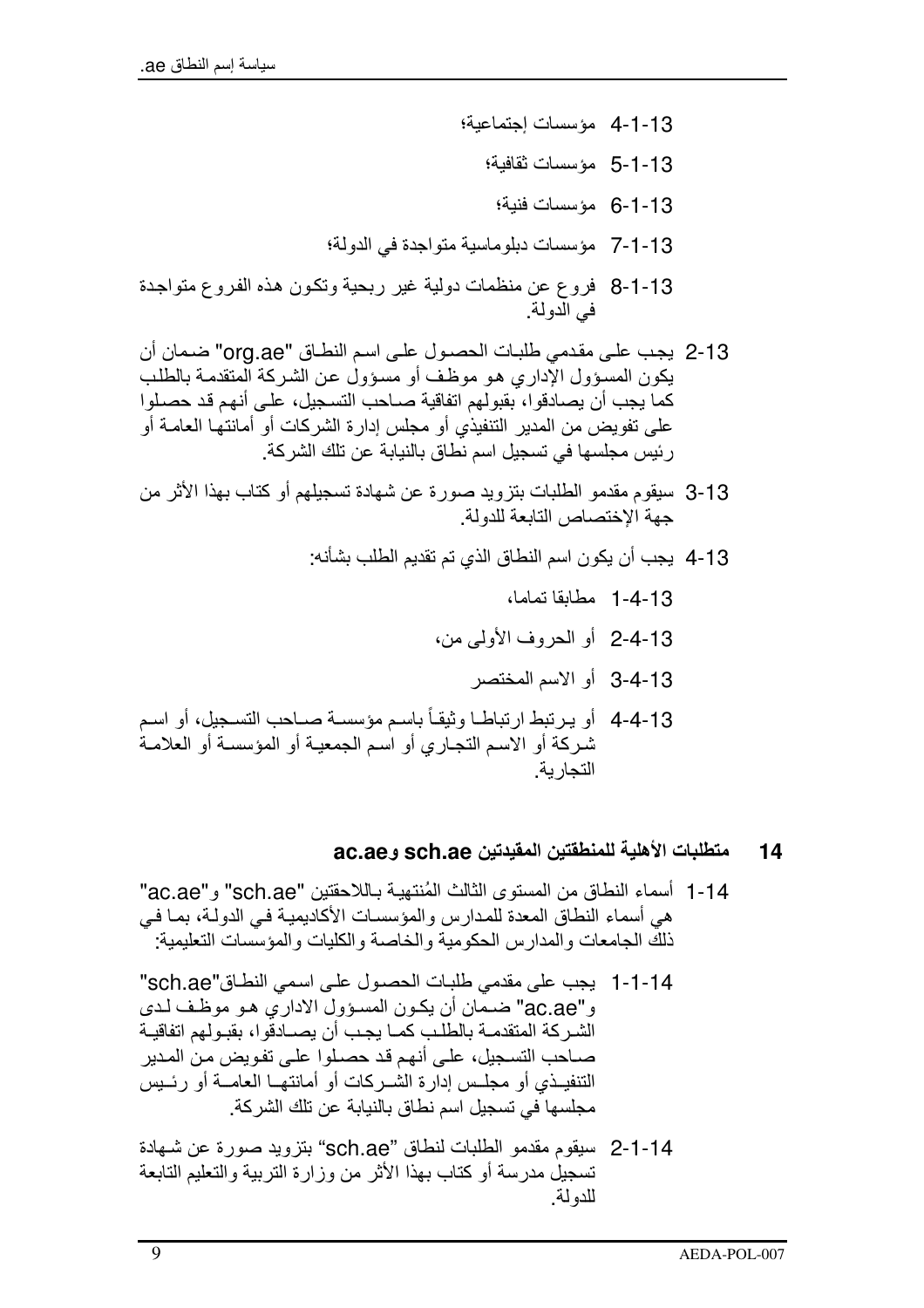13-1-4 مؤسسات إجتماعية؛

13-1-5 مؤسسات ثقافية؛

13-1-6 مؤسسات فنية؛

13-1-7 مؤسسات دبلوماسية متواجدة في الدولة؛

13-1-8 فروع عن منظمات دولية غير ربحية وتكون هذه الفروع متواجدة في الدولة.

13-2 يجب على مقدمي طلبات الحصول على اسم النطاق "org.ae" ضمان أن يكون المسؤول الإداري هو موظف أو مسؤول عن الشركة المتقدمة بالطلب كما يجب أن يصادقوا، بقبولهم اتفاقية صاحب التسجيل، على أنهم قد حصلوا على تفويض من المدير التنفيذي أو مجلس إدارة الشركات أو أمانتها العامة أو رئيس مجلسها في تسجيل اسم نطاق بالنيابة عن تلك الشركة.

13-3 سيقوم مقدمو الطلبات بتزويد صورة عن شهادة تسجيلهم أو كتاب بهذا الأثر من جهة الإختصاص التابعة للدولة.

13-4 يجب أن يكون اسم النطاق الذي تم تقديم الطلب بشأنه:

13-4-1 مطابقا تماما،

13-4-2 أو الحروف الأولى من،

13-4-3 أو الاسم المختصر

13-4-4 أو يرتبط ارتباطا وثيقاً باسم مؤسسة صاحب التسجيل، أو اسم شركة أو الاسم التجاري أو اسم الجمعية أو المؤسسة أو العلامة التجارية.

## 14 متطلبات الأهلية للمنطقتين المقيدتين sch.ae وac.ae

14-1 أسماء النطاق من المستوى الثالث المُنتهية باللاحقتين "sch.ae" و"ac.ae" هي أسماء النطاق المعدة للمدارس والمؤسسات الأكاديمية في الدولة، بما في ذلك الجامعات والمدارس الحكومية والخاصة والكليات والمؤسسات التعليمية:

14-1-1 يجب على مقدمي طلبات الحصول على اسمي النطاق"sch.ae" و"ac.ae" ضمان أن يكون المسؤول الاداري هو موظف لدى الشركة المتقدمة بالطلب كما يجب أن يصادقوا، بقبولهم اتفاقية صاحب التسجيل، على أنهم قد حصلوا على تفويض من المدير التنفيذي أو مجلس إدارة الشركات أو أمانتها العامة أو رئيس مجلسها في تسجيل اسم نطاق بالنيابة عن تلك الشركة.

14-1-2 سيقوم مقدمو الطلبات لنطاق "sch.ae" بتزويد صورة عن شهادة تسجيل مدرسة أو كتاب بهذا الأثر من وزارة التربية والتعليم التابعة للدولة.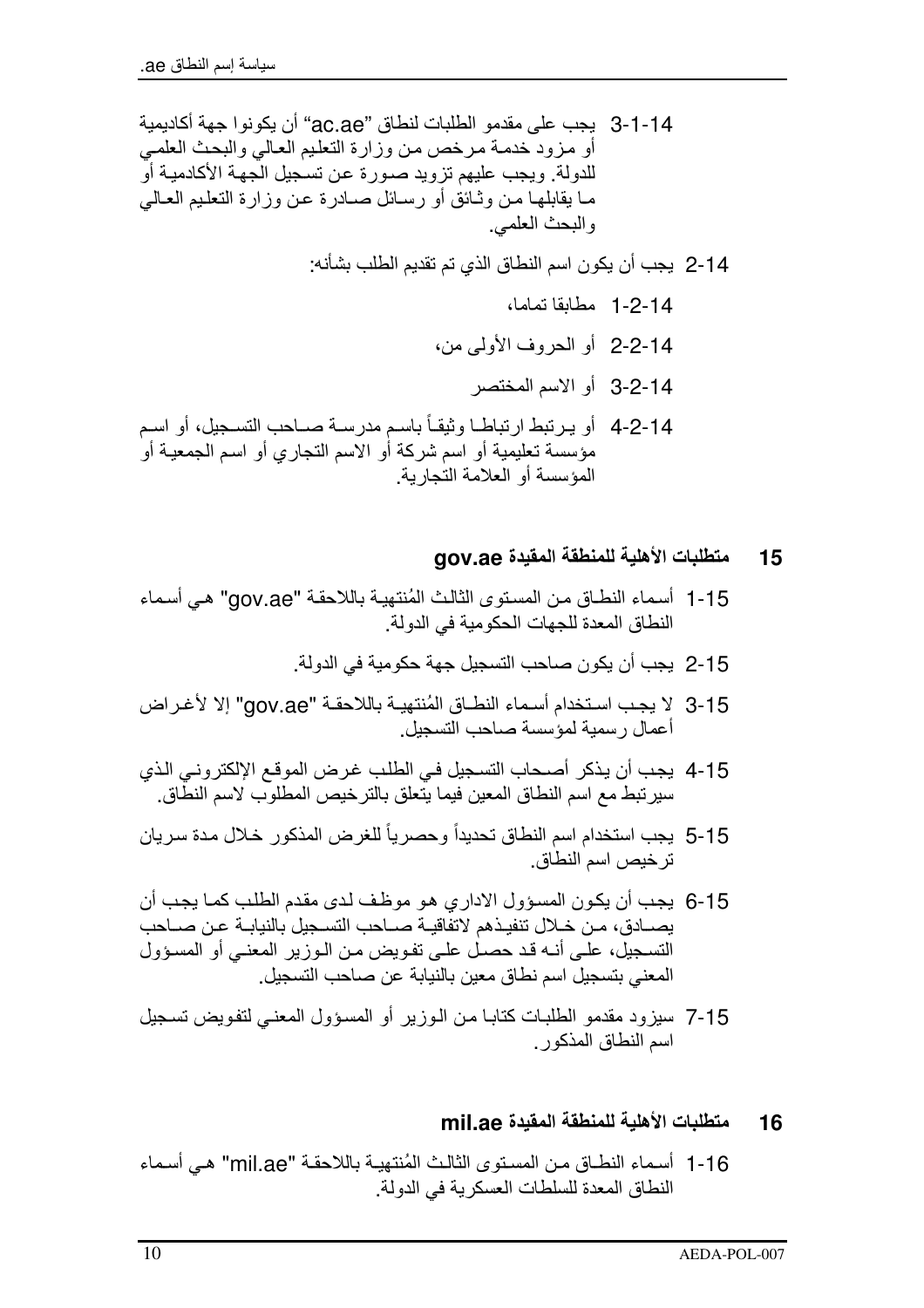14-1-3 يجب على مقدمو الطلبات لنطاق "ac.ae" أن يكونوا جهة أكاديمية أو مزود خدمة مرخص من وزارة التعليم العالي والبحث العلمي للدولة. ويجب عليهم تزويد صورة عن تسجيل الجهة الأكاديمية أو ما يقابلها من وثائق أو رسائل صادرة عن وزارة التعليم العالي والبحث العلمي.

14-2 يجب أن يكون اسم النطاق الذي تم تقديم الطلب بشأنه:

14-2-1 مطابقا تماما،

14-2-2 أو الحروف الأولى من،

14-2-3 أو الاسم المختصر

14-2-4 أو يرتبط ارتباطا وثيقاً باسم مدرسة صاحب التسجيل، أو اسم مؤسسة تعليمية أو اسم شركة أو الاسم التجاري أو اسم الجمعية أو المؤسسة أو العلامة التجارية.

## 15 متطلبات الأهلية للمنطقة المقيدة gov.ae

15-1 أسماء النطاق من المستوى الثالث المُنتهية باللاحقة "gov.ae" هي أسماء النطاق المعدة للجهات الحكومية في الدولة.

15-2 يجب أن يكون صاحب التسجيل جهة حكومية في الدولة.

15-3 لا يجب استخدام أسماء النطاق المُنتهية باللاحقة "gov.ae" إلا لأغراض أعمال رسمية لمؤسسة صاحب التسجيل.

15-4 يجب أن يذكر أصحاب التسجيل في الطلب غرض الموقع الإلكتروني الذي سيرتبط مع اسم النطاق المعين فيما يتعلق بالترخيص المطلوب لاسم النطاق.

15-5 يجب استخدام اسم النطاق تحديداً وحصرياً للغرض المذكور خلال مدة سريان ترخيص اسم النطاق.

15-6 يجب أن يكون المسؤول الاداري هو موظف لدى مقدم الطلب كما يجب أن يصادق، من خلال تنفيذهم لاتفاقية صاحب التسجيل بالنيابة عن صاحب التسجيل، على أنه قد حصل على تفويض من الوزير المعني أو المسؤول المعني بتسجيل اسم نطاق معين بالنيابة عن صاحب التسجيل.

15-7 سيزود مقدمو الطلبات كتابا من الوزير أو المسؤول المعني لتفويض تسجيل اسم النطاق المذكور.

## 16 متطلبات الأهلية للمنطقة المقيدة mil.ae

16-1 أسماء النطاق من المستوى الثالث المُنتهية باللاحقة "mil.ae" هي أسماء النطاق المعدة للسلطات العسكرية في الدولة.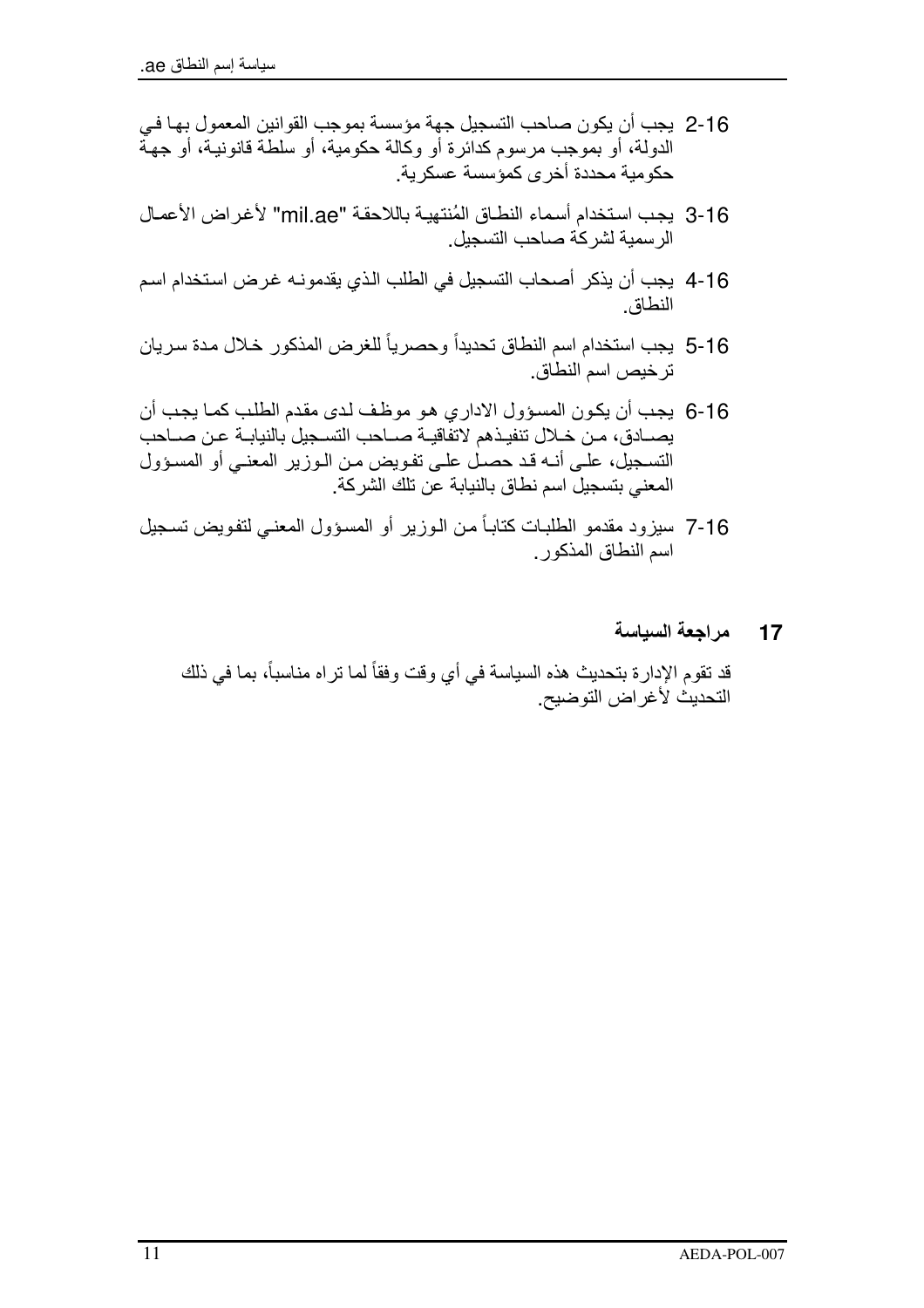16-2 يجب أن يكون صاحب التسجيل جهة مؤسسة بموجب القوانين المعمول بها في الدولة، أو بموجب مرسوم كدائرة أو وكالة حكومية، أو سلطة قانونية، أو جهة حكومية محددة أخرى كمؤسسة عسكرية.

16-3 يجب استخدام أسماء النطاق المُنتهية باللاحقة "mil.ae" لأغراض الأعمال الرسمية لشركة صاحب التسجيل.

16-4 يجب أن يذكر أصحاب التسجيل في الطلب الذي يقدمونه غرض استخدام اسم النطاق.

16-5 يجب استخدام اسم النطاق تحديداً وحصرياً للغرض المذكور خلال مدة سريان ترخيص اسم النطاق.

16-6 يجب أن يكون المسؤول الاداري هو موظف لدى مقدم الطلب كما يجب أن يصادق، من خلال تنفيذهم لاتفاقية صاحب التسجيل بالنيابة عن صاحب التسجيل، على أنه قد حصل على تفويض من الوزير المعني أو المسؤول المعني بتسجيل اسم نطاق بالنيابة عن تلك الشركة.

16-7 سيزود مقدمو الطلبات كتاباً من الوزير أو المسؤول المعني لتفويض تسجيل اسم النطاق المذكور.

## 17 مراجعة السياسة

قد تقوم الإدارة بتحديث هذه السياسة في أي وقت وفقاً لما تراه مناسباً، بما في ذلك التحديث لأغراض التوضيح.